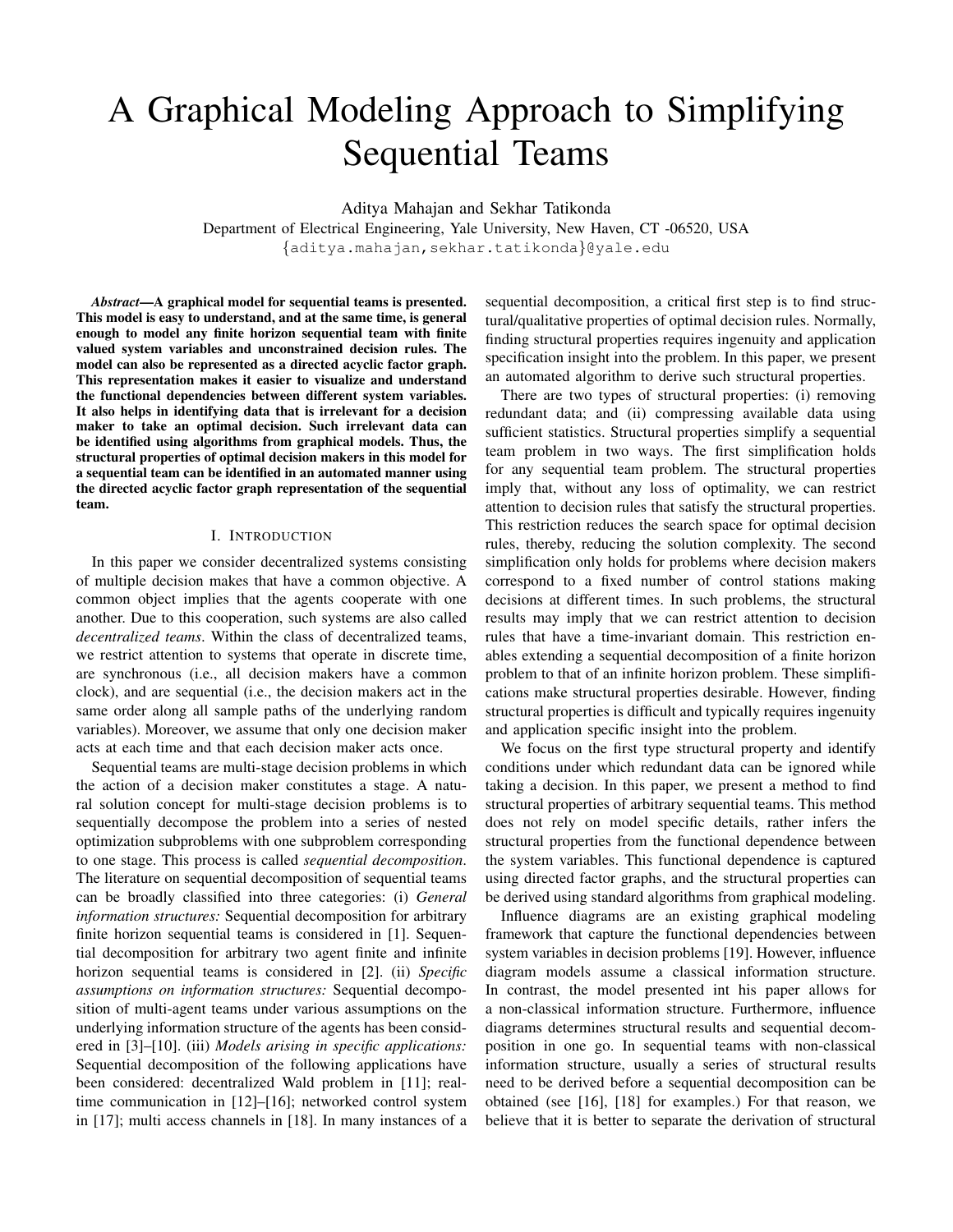# A Graphical Modeling Approach to Simplifying Sequential Teams

Aditya Mahajan and Sekhar Tatikonda
Department of Electrical Engineering, Yale University, New Haven, CT -06520, USA
{aditya.mahajan,sekhar.tatikonda}@yale.edu

***Abstract*—A graphical model for sequential teams is presented. This model is easy to understand, and at the same time, is general enough to model any finite horizon sequential team with finite valued system variables and unconstrained decision rules. The model can also be represented as a directed acyclic factor graph. This representation makes it easier to visualize and understand the functional dependencies between different system variables. It also helps in identifying data that is irrelevant for a decision maker to take an optimal decision. Such irrelevant data can be identified using algorithms from graphical models. Thus, the structural properties of optimal decision makers in this model for a sequential team can be identified in an automated manner using the directed acyclic factor graph representation of the sequential team.**

## I. Introduction

In this paper we consider decentralized systems consisting of multiple decision makes that have a common objective. A common object implies that the agents cooperate with one another. Due to this cooperation, such systems are also called *decentralized teams*. Within the class of decentralized teams, we restrict attention to systems that operate in discrete time, are synchronous (i.e., all decision makers have a common clock), and are sequential (i.e., the decision makers act in the same order along all sample paths of the underlying random variables). Moreover, we assume that only one decision maker acts at each time and that each decision maker acts once.

Sequential teams are multi-stage decision problems in which the action of a decision maker constitutes a stage. A natural solution concept for multi-stage decision problems is to sequentially decompose the problem into a series of nested optimization subproblems with one subproblem corresponding to one stage. This process is called *sequential decomposition*. The literature on sequential decomposition of sequential teams can be broadly classified into three categories: (i) *General information structures:* Sequential decomposition for arbitrary finite horizon sequential teams is considered in [1]. Sequential decomposition for arbitrary two agent finite and infinite horizon sequential teams is considered in [2]. (ii) *Specific assumptions on information structures:* Sequential decomposition of multi-agent teams under various assumptions on the underlying information structure of the agents has been considered in [3]–[10]. (iii) *Models arising in specific applications:* Sequential decomposition of the following applications have been considered: decentralized Wald problem in [11]; real-time communication in [12]–[16]; networked control system in [17]; multi access channels in [18]. In many instances of a sequential decomposition, a critical first step is to find structural/qualitative properties of optimal decision rules. Normally, finding structural properties requires ingenuity and application specification insight into the problem. In this paper, we present an automated algorithm to derive such structural properties.

There are two types of structural properties: (i) removing redundant data; and (ii) compressing available data using sufficient statistics. Structural properties simplify a sequential team problem in two ways. The first simplification holds for any sequential team problem. The structural properties imply that, without any loss of optimality, we can restrict attention to decision rules that satisfy the structural properties. This restriction reduces the search space for optimal decision rules, thereby, reducing the solution complexity. The second simplification only holds for problems where decision makers correspond to a fixed number of control stations making decisions at different times. In such problems, the structural results may imply that we can restrict attention to decision rules that have a time-invariant domain. This restriction enables extending a sequential decomposition of a finite horizon problem to that of an infinite horizon problem. These simplifications make structural properties desirable. However, finding structural properties is difficult and typically requires ingenuity and application specific insight into the problem.

We focus on the first type structural property and identify conditions under which redundant data can be ignored while taking a decision. In this paper, we present a method to find structural properties of arbitrary sequential teams. This method does not rely on model specific details, rather infers the structural properties from the functional dependence between the system variables. This functional dependence is captured using directed factor graphs, and the structural properties can be derived using standard algorithms from graphical modeling.

Influence diagrams are an existing graphical modeling framework that capture the functional dependencies between system variables in decision problems [19]. However, influence diagram models assume a classical information structure. In contrast, the model presented int his paper allows for a non-classical information structure. Furthermore, influence diagrams determines structural results and sequential decomposition in one go. In sequential teams with non-classical information structure, usually a series of structural results need to be derived before a sequential decomposition can be obtained (see [16], [18] for examples.) For that reason, we believe that it is better to separate the derivation of structural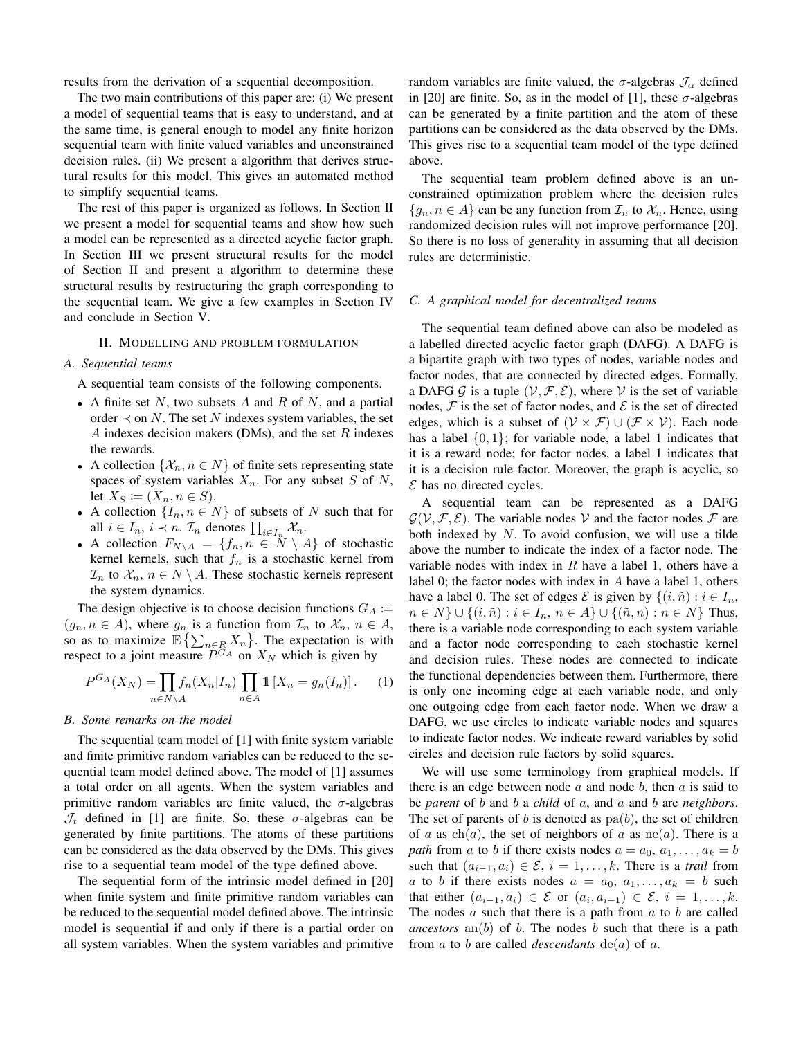results from the derivation of a sequential decomposition.

The two main contributions of this paper are: (i) We present a model of sequential teams that is easy to understand, and at the same time, is general enough to model any finite horizon sequential team with finite valued variables and unconstrained decision rules. (ii) We present a algorithm that derives structural results for this model. This gives an automated method to simplify sequential teams.

The rest of this paper is organized as follows. In Section II we present a model for sequential teams and show how such a model can be represented as a directed acyclic factor graph. In Section III we present structural results for the model of Section II and present a algorithm to determine these structural results by restructuring the graph corresponding to the sequential team. We give a few examples in Section IV and conclude in Section V.

## II. Modelling and problem formulation

### A. Sequential teams

A sequential team consists of the following components.

- A finite set $N$, two subsets $A$ and $R$ of $N$, and a partial order $\prec$ on $N$. The set $N$ indexes system variables, the set $A$ indexes decision makers (DMs), and the set $R$ indexes the rewards.
- A collection $\{\mathcal{X}_n, n \in N\}$ of finite sets representing state spaces of system variables $X_n$. For any subset $S$ of $N$, let $X_S := (X_n, n \in S)$.
- A collection $\{I_n, n \in N\}$ of subsets of $N$ such that for all $i \in I_n$, $i \prec n$. $\mathcal{I}_n$ denotes $\prod_{i \in I_n} \mathcal{X}_n$.
- A collection $F_{N \setminus A} = \{f_n, n \in N \setminus A\}$ of stochastic kernel kernels, such that $f_n$ is a stochastic kernel from $\mathcal{I}_n$ to $\mathcal{X}_n$, $n \in N \setminus A$. These stochastic kernels represent the system dynamics.

The design objective is to choose decision functions $G_A := (g_n, n \in A)$, where $g_n$ is a function from $\mathcal{I}_n$ to $\mathcal{X}_n$, $n \in A$, so as to maximize $\mathbb{E}\left\{\sum_{n \in R} X_n\right\}$. The expectation is with respect to a joint measure $P^{G_A}$ on $X_N$ which is given by

$$P^{G_A}(X_N) = \prod_{n \in N \setminus A} f_n(X_n | I_n) \prod_{n \in A} \mathbb{1}\left[X_n = g_n(I_n)\right]. \qquad (1)$$

### B. Some remarks on the model

The sequential team model of [1] with finite system variable and finite primitive random variables can be reduced to the sequential team model defined above. The model of [1] assumes a total order on all agents. When the system variables and primitive random variables are finite valued, the $\sigma$-algebras $\mathcal{J}_t$ defined in [1] are finite. So, these $\sigma$-algebras can be generated by finite partitions. The atoms of these partitions can be considered as the data observed by the DMs. This gives rise to a sequential team model of the type defined above.

The sequential form of the intrinsic model defined in [20] when finite system and finite primitive random variables can be reduced to the sequential model defined above. The intrinsic model is sequential if and only if there is a partial order on all system variables. When the system variables and primitive random variables are finite valued, the $\sigma$-algebras $\mathcal{J}_\alpha$ defined in [20] are finite. So, as in the model of [1], these $\sigma$-algebras can be generated by a finite partition and the atom of these partitions can be considered as the data observed by the DMs. This gives rise to a sequential team model of the type defined above.

The sequential team problem defined above is an unconstrained optimization problem where the decision rules $\{g_n, n \in A\}$ can be any function from $\mathcal{I}_n$ to $\mathcal{X}_n$. Hence, using randomized decision rules will not improve performance [20]. So there is no loss of generality in assuming that all decision rules are deterministic.

### C. A graphical model for decentralized teams

The sequential team defined above can also be modeled as a labelled directed acyclic factor graph (DAFG). A DAFG is a bipartite graph with two types of nodes, variable nodes and factor nodes, that are connected by directed edges. Formally, a DAFG $\mathcal{G}$ is a tuple $(\mathcal{V}, \mathcal{F}, \mathcal{E})$, where $\mathcal{V}$ is the set of variable nodes, $\mathcal{F}$ is the set of factor nodes, and $\mathcal{E}$ is the set of directed edges, which is a subset of $(\mathcal{V} \times \mathcal{F}) \cup (\mathcal{F} \times \mathcal{V})$. Each node has a label $\{0, 1\}$; for variable node, a label 1 indicates that it is a reward node; for factor nodes, a label 1 indicates that it is a decision rule factor. Moreover, the graph is acyclic, so $\mathcal{E}$ has no directed cycles.

A sequential team can be represented as a DAFG $\mathcal{G}(\mathcal{V}, \mathcal{F}, \mathcal{E})$. The variable nodes $\mathcal{V}$ and the factor nodes $\mathcal{F}$ are both indexed by $N$. To avoid confusion, we will use a tilde above the number to indicate the index of a factor node. The variable nodes with index in $R$ have a label 1, others have a label 0; the factor nodes with index in $A$ have a label 1, others have a label 0. The set of edges $\mathcal{E}$ is given by $\{(i, \tilde{n}) : i \in I_n, n \in N\} \cup \{(i, \tilde{n}) : i \in I_n, n \in A\} \cup \{(\tilde{n}, n) : n \in N\}$ Thus, there is a variable node corresponding to each system variable and a factor node corresponding to each stochastic kernel and decision rules. These nodes are connected to indicate the functional dependencies between them. Furthermore, there is only one incoming edge at each variable node, and only one outgoing edge from each factor node. When we draw a DAFG, we use circles to indicate variable nodes and squares to indicate factor nodes. We indicate reward variables by solid circles and decision rule factors by solid squares.

We will use some terminology from graphical models. If there is an edge between node $a$ and node $b$, then $a$ is said to be *parent* of $b$ and $b$ a *child* of $a$, and $a$ and $b$ are *neighbors*. The set of parents of $b$ is denoted as $\mathrm{pa}(b)$, the set of children of $a$ as $\mathrm{ch}(a)$, the set of neighbors of $a$ as $\mathrm{ne}(a)$. There is a *path* from $a$ to $b$ if there exists nodes $a = a_0, a_1, \dots, a_k = b$ such that $(a_{i-1}, a_i) \in \mathcal{E}$, $i = 1, \dots, k$. There is a *trail* from $a$ to $b$ if there exists nodes $a = a_0, a_1, \dots, a_k = b$ such that either $(a_{i-1}, a_i) \in \mathcal{E}$ or $(a_i, a_{i-1}) \in \mathcal{E}$, $i = 1, \dots, k$. The nodes $a$ such that there is a path from $a$ to $b$ are called *ancestors* $\mathrm{an}(b)$ of $b$. The nodes $b$ such that there is a path from $a$ to $b$ are called *descendants* $\mathrm{de}(a)$ of $a$.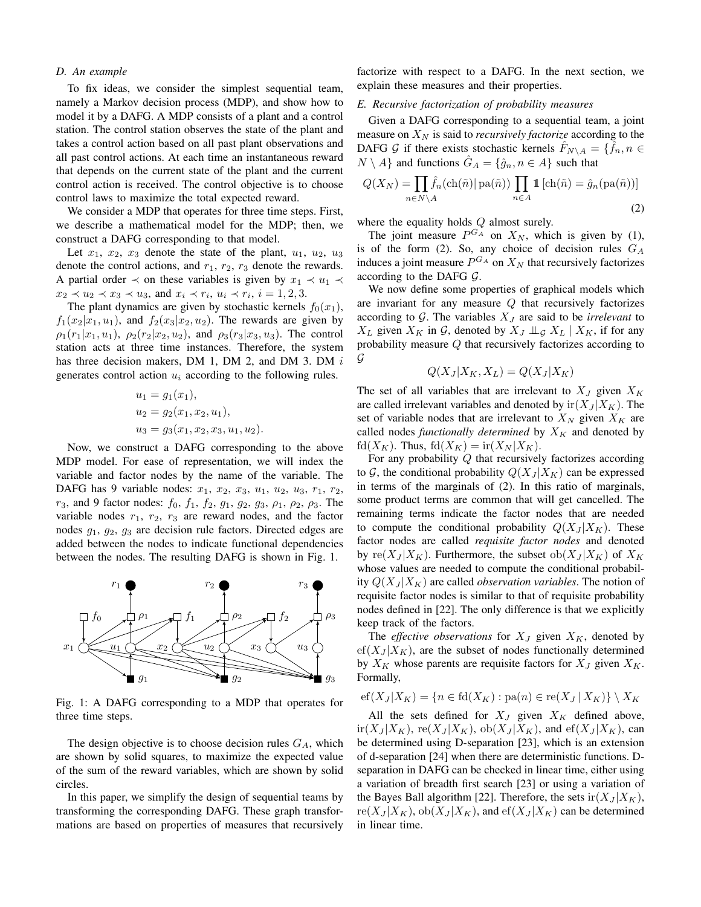### D. An example

To fix ideas, we consider the simplest sequential team, namely a Markov decision process (MDP), and show how to model it by a DAFG. A MDP consists of a plant and a control station. The control station observes the state of the plant and takes a control action based on all past plant observations and all past control actions. At each time an instantaneous reward that depends on the current state of the plant and the current control action is received. The control objective is to choose control laws to maximize the total expected reward.

We consider a MDP that operates for three time steps. First, we describe a mathematical model for the MDP; then, we construct a DAFG corresponding to that model.

Let $x_1$, $x_2$, $x_3$ denote the state of the plant, $u_1$, $u_2$, $u_3$ denote the control actions, and $r_1$, $r_2$, $r_3$ denote the rewards. A partial order $\prec$ on these variables is given by $x_1 \prec u_1 \prec x_2 \prec u_2 \prec x_3 \prec u_3$, and $x_i \prec r_i$, $u_i \prec r_i$, $i = 1, 2, 3$.

The plant dynamics are given by stochastic kernels $f_0(x_1)$, $f_1(x_2|x_1, u_1)$, and $f_2(x_3|x_2, u_2)$. The rewards are given by $\rho_1(r_1|x_1, u_1)$, $\rho_2(r_2|x_2, u_2)$, and $\rho_3(r_3|x_3, u_3)$. The control station acts at three time instances. Therefore, the system has three decision makers, DM 1, DM 2, and DM 3. DM $i$ generates control action $u_i$ according to the following rules.

$$
\begin{aligned}
u_1 &= g_1(x_1),\\
u_2 &= g_2(x_1, x_2, u_1),\\
u_3 &= g_3(x_1, x_2, x_3, u_1, u_2).
\end{aligned}
$$

Now, we construct a DAFG corresponding to the above MDP model. For ease of representation, we will index the variable and factor nodes by the name of the variable. The DAFG has 9 variable nodes: $x_1$, $x_2$, $x_3$, $u_1$, $u_2$, $u_3$, $r_1$, $r_2$, $r_3$, and 9 factor nodes: $f_0$, $f_1$, $f_2$, $g_1$, $g_2$, $g_3$, $\rho_1$, $\rho_2$, $\rho_3$. The variable nodes $r_1$, $r_2$, $r_3$ are reward nodes, and the factor nodes $g_1$, $g_2$, $g_3$ are decision rule factors. Directed edges are added between the nodes to indicate functional dependencies between the nodes. The resulting DAFG is shown in Fig. 1.

Fig. 1: A DAFG corresponding to a MDP that operates for three time steps.

The design objective is to choose decision rules $G_A$, which are shown by solid squares, to maximize the expected value of the sum of the reward variables, which are shown by solid circles.

In this paper, we simplify the design of sequential teams by transforming the corresponding DAFG. These graph transformations are based on properties of measures that recursively factorize with respect to a DAFG. In the next section, we explain these measures and their properties.

### E. Recursive factorization of probability measures

Given a DAFG corresponding to a sequential team, a joint measure on $X_N$ is said to *recursively factorize* according to the DAFG $\mathcal{G}$ if there exists stochastic kernels $\hat{F}_{N\setminus A} = \{\hat{f}_n, n \in N \setminus A\}$ and functions $\hat{G}_A = \{\hat{g}_n, n \in A\}$ such that

$$
Q(X_N) = \prod_{n \in N\setminus A} \hat{f}_n(\operatorname{ch}(\tilde{n}) | \operatorname{pa}(\tilde{n})) \prod_{n \in A} \mathbb{1}\left[\operatorname{ch}(\tilde{n}) = \hat{g}_n(\operatorname{pa}(\tilde{n}))\right] \tag{2}
$$

where the equality holds $Q$ almost surely.

The joint measure $P^{G_A}$ on $X_N$, which is given by (1), is of the form (2). So, any choice of decision rules $G_A$ induces a joint measure $P^{G_A}$ on $X_N$ that recursively factorizes according to the DAFG $\mathcal{G}$.

We now define some properties of graphical models which are invariant for any measure $Q$ that recursively factorizes according to $\mathcal{G}$. The variables $X_J$ are said to be *irrelevant* to $X_L$ given $X_K$ in $\mathcal{G}$, denoted by $X_J \perp\!\!\!\perp_{\mathcal{G}} X_L \mid X_K$, if for any probability measure $Q$ that recursively factorizes according to $\mathcal{G}$

$$
Q(X_J|X_K, X_L) = Q(X_J|X_K)
$$

The set of all variables that are irrelevant to $X_J$ given $X_K$ are called irrelevant variables and denoted by $\operatorname{ir}(X_J|X_K)$. The set of variable nodes that are irrelevant to $X_N$ given $X_K$ are called nodes *functionally determined* by $X_K$ and denoted by $\operatorname{fd}(X_K)$. Thus, $\operatorname{fd}(X_K) = \operatorname{ir}(X_N|X_K)$.

For any probability $Q$ that recursively factorizes according to $\mathcal{G}$, the conditional probability $Q(X_J|X_K)$ can be expressed in terms of the marginals of (2). In this ratio of marginals, some product terms are common that will get cancelled. The remaining terms indicate the factor nodes that are needed to compute the conditional probability $Q(X_J|X_K)$. These factor nodes are called *requisite factor nodes* and denoted by $\operatorname{re}(X_J|X_K)$. Furthermore, the subset $\operatorname{ob}(X_J|X_K)$ of $X_K$ whose values are needed to compute the conditional probability $Q(X_J|X_K)$ are called *observation variables*. The notion of requisite factor nodes is similar to that of requisite probability nodes defined in [22]. The only difference is that we explicitly keep track of the factors.

The *effective observations* for $X_J$ given $X_K$, denoted by $\operatorname{ef}(X_J|X_K)$, are the subset of nodes functionally determined by $X_K$ whose parents are requisite factors for $X_J$ given $X_K$. Formally,

$$
\operatorname{ef}(X_J|X_K) = \{n \in \operatorname{fd}(X_K) : \operatorname{pa}(n) \in \operatorname{re}(X_J \mid X_K)\} \setminus X_K
$$

All the sets defined for $X_J$ given $X_K$ defined above, $\operatorname{ir}(X_J|X_K)$, $\operatorname{re}(X_J|X_K)$, $\operatorname{ob}(X_J|X_K)$, and $\operatorname{ef}(X_J|X_K)$, can be determined using D-separation [23], which is an extension of d-separation [24] when there are deterministic functions. D-separation in DAFG can be checked in linear time, either using a variation of breadth first search [23] or using a variation of the Bayes Ball algorithm [22]. Therefore, the sets $\operatorname{ir}(X_J|X_K)$, $\operatorname{re}(X_J|X_K)$, $\operatorname{ob}(X_J|X_K)$, and $\operatorname{ef}(X_J|X_K)$ can be determined in linear time.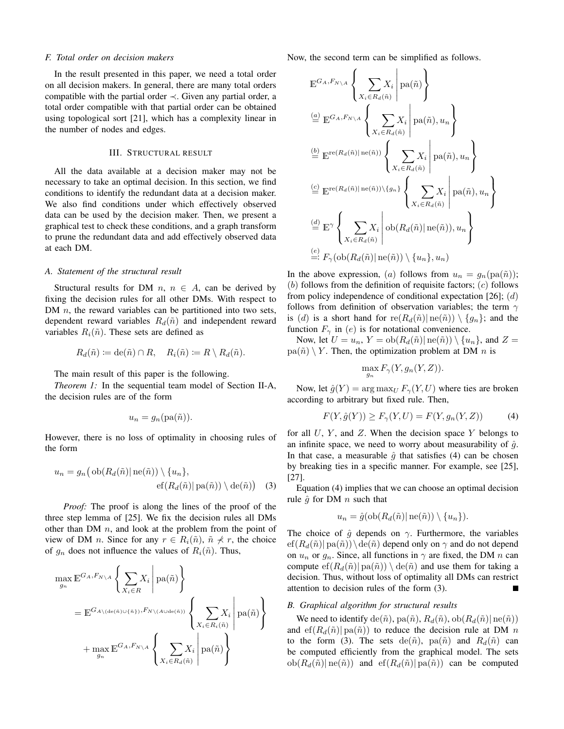### F. Total order on decision makers

In the result presented in this paper, we need a total order on all decision makers. In general, there are many total orders compatible with the partial order $\prec$. Given any partial order, a total order compatible with that partial order can be obtained using topological sort [21], which has a complexity linear in the number of nodes and edges.

## III. Structural result

All the data available at a decision maker may not be necessary to take an optimal decision. In this section, we find conditions to identify the redundant data at a decision maker. We also find conditions under which effectively observed data can be used by the decision maker. Then, we present a graphical test to check these conditions, and a graph transform to prune the redundant data and add effectively observed data at each DM.

### A. Statement of the structural result

Structural results for DM $n$, $n \in A$, can be derived by fixing the decision rules for all other DMs. With respect to DM $n$, the reward variables can be partitioned into two sets, dependent reward variables $R_d(\tilde{n})$ and independent reward variables $R_i(\tilde{n})$. These sets are defined as

$$R_d(\tilde{n}) \coloneqq \mathrm{de}(\tilde{n}) \cap R, \quad R_i(\tilde{n}) \coloneqq R \setminus R_d(\tilde{n}).$$

The main result of this paper is the following.

*Theorem 1:* In the sequential team model of Section II-A, the decision rules are of the form

$$u_n = g_n(\mathrm{pa}(\tilde{n})).$$

However, there is no loss of optimality in choosing rules of the form

$$u_n = g_n\big(\mathrm{ob}(R_d(\tilde{n})|\,\mathrm{ne}(\tilde{n})) \setminus \{u_n\}, \mathrm{ef}(R_d(\tilde{n})|\,\mathrm{pa}(\tilde{n})) \setminus \mathrm{de}(\tilde{n})\big) \quad (3)$$

*Proof:* The proof is along the lines of the proof of the three step lemma of [25]. We fix the decision rules all DMs other than DM $n$, and look at the problem from the point of view of DM $n$. Since for any $r \in R_i(\tilde{n})$, $\tilde{n} \not\prec r$, the choice of $g_n$ does not influence the values of $R_i(\tilde{n})$. Thus,

$$\begin{aligned}
&\max_{g_n} \mathbb{E}^{G_A, F_{N\setminus A}} \left\{ \sum_{X_i \in R} X_i \,\middle|\, \mathrm{pa}(\tilde{n}) \right\} \\
&= \mathbb{E}^{G_{A\setminus(\mathrm{de}(\tilde{n})\cup\{\tilde{n}\})}, F_{N\setminus(A\cup \mathrm{de}(\tilde{n}))}} \left\{ \sum_{X_i \in R_i(\tilde{n})} X_i \,\middle|\, \mathrm{pa}(\tilde{n}) \right\} \\
&\quad + \max_{g_n} \mathbb{E}^{G_A, F_{N\setminus A}} \left\{ \sum_{X_i \in R_d(\tilde{n})} X_i \,\middle|\, \mathrm{pa}(\tilde{n}) \right\}
\end{aligned}$$

Now, the second term can be simplified as follows.

$$\begin{aligned}
&\mathbb{E}^{G_A, F_{N\setminus A}} \left\{ \sum_{X_i \in R_d(\tilde{n})} X_i \,\middle|\, \mathrm{pa}(\tilde{n}) \right\} \\
&\overset{(a)}{=} \mathbb{E}^{G_A, F_{N\setminus A}} \left\{ \sum_{X_i \in R_d(\tilde{n})} X_i \,\middle|\, \mathrm{pa}(\tilde{n}), u_n \right\} \\
&\overset{(b)}{=} \mathbb{E}^{\mathrm{re}(R_d(\tilde{n})|\,\mathrm{ne}(\tilde{n}))} \left\{ \sum_{X_i \in R_d(\tilde{n})} X_i \,\middle|\, \mathrm{pa}(\tilde{n}), u_n \right\} \\
&\overset{(c)}{=} \mathbb{E}^{\mathrm{re}(R_d(\tilde{n})|\,\mathrm{ne}(\tilde{n}))\setminus\{g_n\}} \left\{ \sum_{X_i \in R_d(\tilde{n})} X_i \,\middle|\, \mathrm{pa}(\tilde{n}), u_n \right\} \\
&\overset{(d)}{=} \mathbb{E}^{\gamma} \left\{ \sum_{X_i \in R_d(\tilde{n})} X_i \,\middle|\, \mathrm{ob}(R_d(\tilde{n})|\,\mathrm{ne}(\tilde{n})), u_n \right\} \\
&\overset{(e)}{=\!:} F_\gamma(\mathrm{ob}(R_d(\tilde{n})|\,\mathrm{ne}(\tilde{n})) \setminus \{u_n\}, u_n)
\end{aligned}$$

In the above expression, $(a)$ follows from $u_n = g_n(\mathrm{pa}(\tilde{n}))$; $(b)$ follows from the definition of requisite factors; $(c)$ follows from policy independence of conditional expectation [26]; $(d)$ follows from definition of observation variables; the term $\gamma$ is $(d)$ is a short hand for $\mathrm{re}(R_d(\tilde{n})|\,\mathrm{ne}(\tilde{n})) \setminus \{g_n\}$; and the function $F_\gamma$ in $(e)$ is for notational convenience.

Now, let $U = u_n$, $Y = \mathrm{ob}(R_d(\tilde{n})|\,\mathrm{ne}(\tilde{n})) \setminus \{u_n\}$, and $Z = \mathrm{pa}(\tilde{n}) \setminus Y$. Then, the optimization problem at DM $n$ is

$$\max_{g_n} F_\gamma(Y, g_n(Y, Z)).$$

Now, let $\hat{g}(Y) = \arg\max_U F_\gamma(Y, U)$ where ties are broken according to arbitrary but fixed rule. Then,

$$F(Y, \hat{g}(Y)) \geq F_\gamma(Y, U) = F(Y, g_n(Y, Z)) \quad (4)$$

for all $U$, $Y$, and $Z$. When the decision space $Y$ belongs to an infinite space, we need to worry about measurability of $\hat{g}$. In that case, a measurable $\hat{g}$ that satisfies (4) can be chosen by breaking ties in a specific manner. For example, see [25], [27].

Equation (4) implies that we can choose an optimal decision rule $\hat{g}$ for DM $n$ such that

$$u_n = \hat{g}(\mathrm{ob}(R_d(\tilde{n})|\,\mathrm{ne}(\tilde{n})) \setminus \{u_n\}).$$

The choice of $\hat{g}$ depends on $\gamma$. Furthermore, the variables $\mathrm{ef}(R_d(\tilde{n})|\,\mathrm{pa}(\tilde{n})) \setminus \mathrm{de}(\tilde{n})$ depend only on $\gamma$ and do not depend on $u_n$ or $g_n$. Since, all functions in $\gamma$ are fixed, the DM $n$ can compute $\mathrm{ef}(R_d(\tilde{n})|\,\mathrm{pa}(\tilde{n})) \setminus \mathrm{de}(\tilde{n})$ and use them for taking a decision. Thus, without loss of optimality all DMs can restrict attention to decision rules of the form (3). ∎

### B. Graphical algorithm for structural results

We need to identify $\mathrm{de}(\tilde{n})$, $\mathrm{pa}(\tilde{n})$, $R_d(\tilde{n})$, $\mathrm{ob}(R_d(\tilde{n})|\,\mathrm{ne}(\tilde{n}))$ and $\mathrm{ef}(R_d(\tilde{n})|\,\mathrm{pa}(\tilde{n}))$ to reduce the decision rule at DM $n$ to the form (3). The sets $\mathrm{de}(\tilde{n})$, $\mathrm{pa}(\tilde{n})$ and $R_d(\tilde{n})$ can be computed efficiently from the graphical model. The sets $\mathrm{ob}(R_d(\tilde{n})|\,\mathrm{ne}(\tilde{n}))$ and $\mathrm{ef}(R_d(\tilde{n})|\,\mathrm{pa}(\tilde{n}))$ can be computed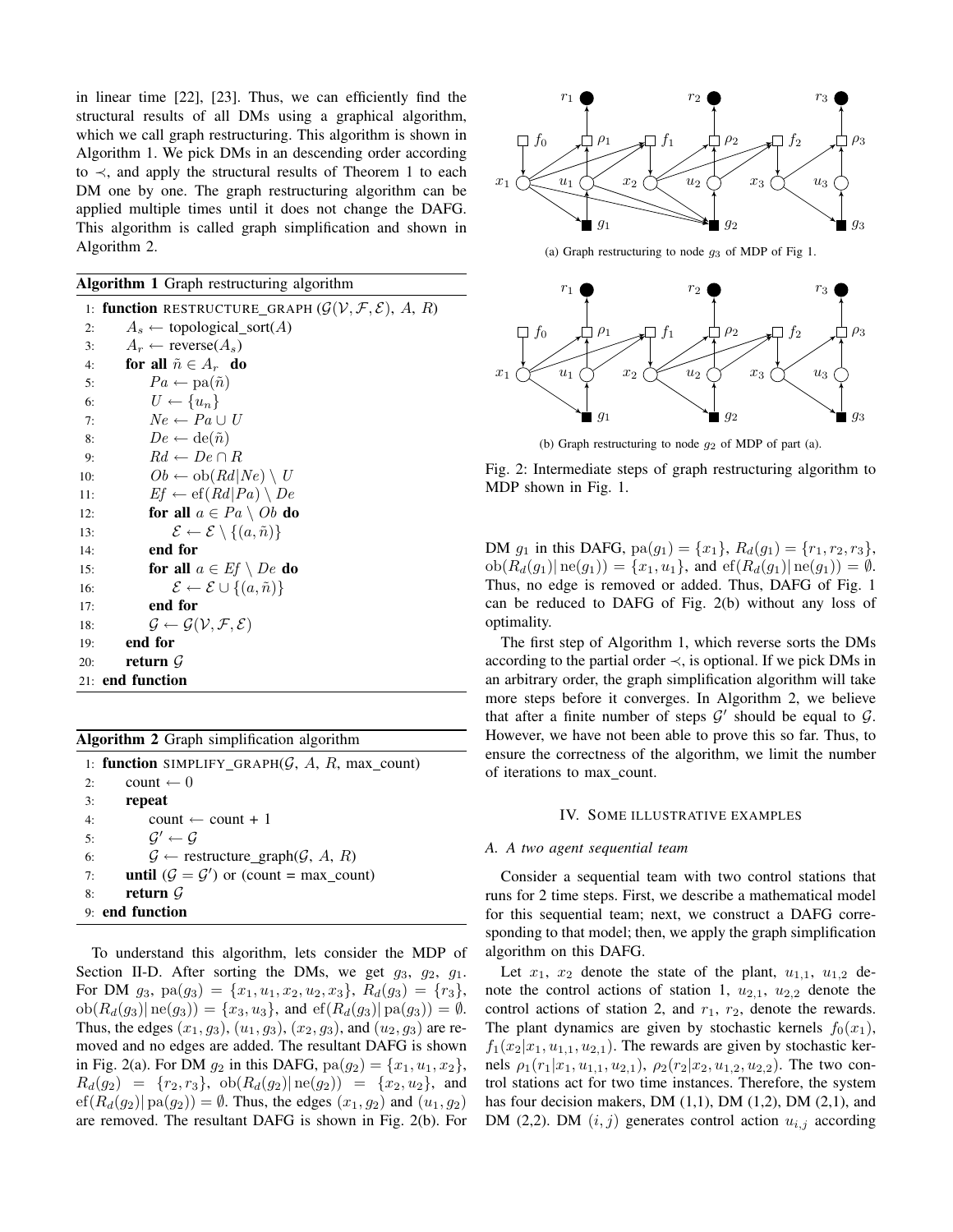in linear time [22], [23]. Thus, we can efficiently find the structural results of all DMs using a graphical algorithm, which we call graph restructuring. This algorithm is shown in Algorithm 1. We pick DMs in an descending order according to $\prec$, and apply the structural results of Theorem 1 to each DM one by one. The graph restructuring algorithm can be applied multiple times until it does not change the DAFG. This algorithm is called graph simplification and shown in Algorithm 2.

**Algorithm 1** Graph restructuring algorithm

```
 1: function RESTRUCTURE_GRAPH (G(V, F, E), A, R)
 2:     A_s ← topological_sort(A)
 3:     A_r ← reverse(A_s)
 4:     for all ñ ∈ A_r do
 5:         Pa ← pa(ñ)
 6:         U ← {u_n}
 7:         Ne ← Pa ∪ U
 8:         De ← de(ñ)
 9:         Rd ← De ∩ R
10:         Ob ← ob(Rd|Ne) \ U
11:         Ef ← ef(Rd|Pa) \ De
12:         for all a ∈ Pa \ Ob do
13:             E ← E \ {(a, ñ)}
14:         end for
15:         for all a ∈ Ef \ De do
16:             E ← E ∪ {(a, ñ)}
17:         end for
18:         G ← G(V, F, E)
19:     end for
20:     return G
21: end function
```

**Algorithm 2** Graph simplification algorithm

```
1: function SIMPLIFY_GRAPH(G, A, R, max_count)
2:     count ← 0
3:     repeat
4:         count ← count + 1
5:         G' ← G
6:         G ← restructure_graph(G, A, R)
7:     until (G = G') or (count = max_count)
8:     return G
9: end function
```

To understand this algorithm, lets consider the MDP of Section II-D. After sorting the DMs, we get $g_3$, $g_2$, $g_1$. For DM $g_3$, $\mathrm{pa}(g_3) = \{x_1, u_1, x_2, u_2, x_3\}$, $R_d(g_3) = \{r_3\}$, $\mathrm{ob}(R_d(g_3)|\,\mathrm{ne}(g_3)) = \{x_3, u_3\}$, and $\mathrm{ef}(R_d(g_3)|\,\mathrm{pa}(g_3)) = \emptyset$. Thus, the edges $(x_1, g_3)$, $(u_1, g_3)$, $(x_2, g_3)$, and $(u_2, g_3)$ are removed and no edges are added. The resultant DAFG is shown in Fig. 2(a). For DM $g_2$ in this DAFG, $\mathrm{pa}(g_2) = \{x_1, u_1, x_2\}$, $R_d(g_2) = \{r_2, r_3\}$, $\mathrm{ob}(R_d(g_2)|\,\mathrm{ne}(g_2)) = \{x_2, u_2\}$, and $\mathrm{ef}(R_d(g_2)|\,\mathrm{pa}(g_2)) = \emptyset$. Thus, the edges $(x_1, g_2)$ and $(u_1, g_2)$ are removed. The resultant DAFG is shown in Fig. 2(b). For DM $g_1$ in this DAFG, $\mathrm{pa}(g_1) = \{x_1\}$, $R_d(g_1) = \{r_1, r_2, r_3\}$, $\mathrm{ob}(R_d(g_1)|\,\mathrm{ne}(g_1)) = \{x_1, u_1\}$, and $\mathrm{ef}(R_d(g_1)|\,\mathrm{ne}(g_1)) = \emptyset$. Thus, no edge is removed or added. Thus, DAFG of Fig. 1 can be reduced to DAFG of Fig. 2(b) without any loss of optimality.

(a) Graph restructuring to node $g_3$ of MDP of Fig 1.

(b) Graph restructuring to node $g_2$ of MDP of part (a).

Fig. 2: Intermediate steps of graph restructuring algorithm to MDP shown in Fig. 1.

The first step of Algorithm 1, which reverse sorts the DMs according to the partial order $\prec$, is optional. If we pick DMs in an arbitrary order, the graph simplification algorithm will take more steps before it converges. In Algorithm 2, we believe that after a finite number of steps $\mathcal{G}'$ should be equal to $\mathcal{G}$. However, we have not been able to prove this so far. Thus, to ensure the correctness of the algorithm, we limit the number of iterations to max_count.

## IV. Some illustrative examples

### A. A two agent sequential team

Consider a sequential team with two control stations that runs for 2 time steps. First, we describe a mathematical model for this sequential team; next, we construct a DAFG corresponding to that model; then, we apply the graph simplification algorithm on this DAFG.

Let $x_1$, $x_2$ denote the state of the plant, $u_{1,1}$, $u_{1,2}$ denote the control actions of station 1, $u_{2,1}$, $u_{2,2}$ denote the control actions of station 2, and $r_1$, $r_2$, denote the rewards. The plant dynamics are given by stochastic kernels $f_0(x_1)$, $f_1(x_2|x_1, u_{1,1}, u_{2,1})$. The rewards are given by stochastic kernels $\rho_1(r_1|x_1, u_{1,1}, u_{2,1})$, $\rho_2(r_2|x_2, u_{1,2}, u_{2,2})$. The two control stations act for two time instances. Therefore, the system has four decision makers, DM (1,1), DM (1,2), DM (2,1), and DM (2,2). DM $(i, j)$ generates control action $u_{i,j}$ according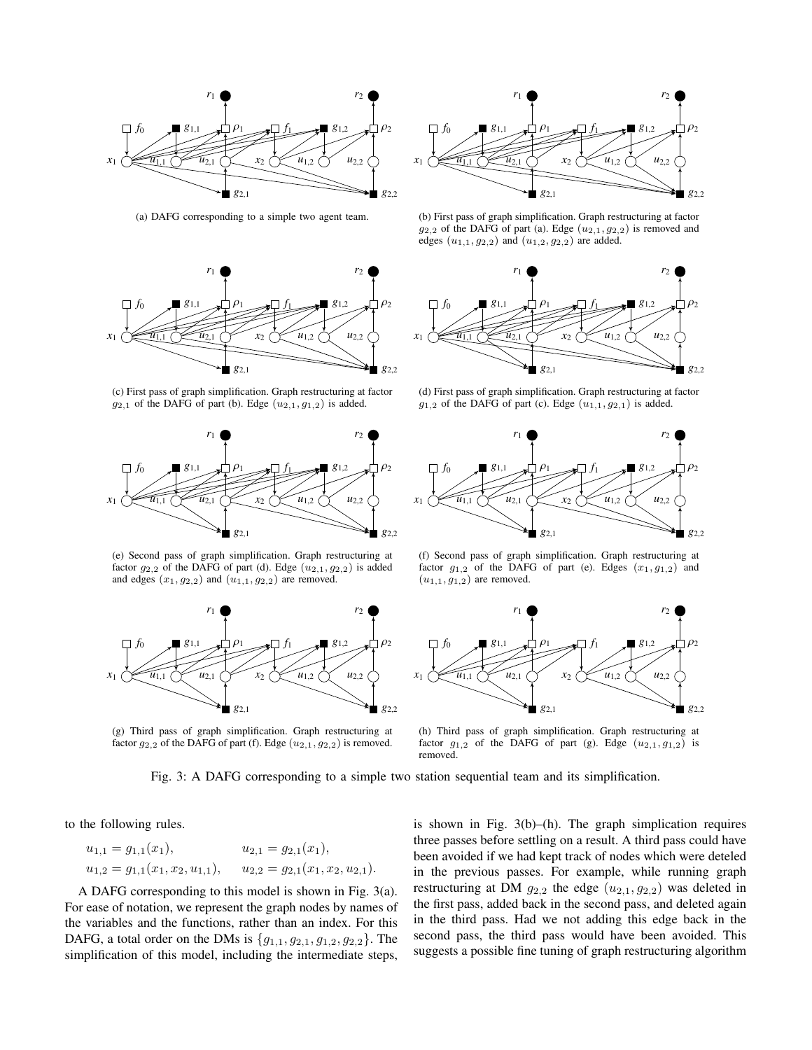(a) DAFG corresponding to a simple two agent team.

(b) First pass of graph simplification. Graph restructuring at factor $g_{2,2}$ of the DAFG of part (a). Edge $(u_{2,1}, g_{2,2})$ is removed and edges $(u_{1,1}, g_{2,2})$ and $(u_{1,2}, g_{2,2})$ are added.

(c) First pass of graph simplification. Graph restructuring at factor $g_{2,1}$ of the DAFG of part (b). Edge $(u_{2,1}, g_{1,2})$ is added.

(d) First pass of graph simplification. Graph restructuring at factor $g_{1,2}$ of the DAFG of part (c). Edge $(u_{1,1}, g_{2,1})$ is added.

(e) Second pass of graph simplification. Graph restructuring at factor $g_{2,2}$ of the DAFG of part (d). Edge $(u_{2,1}, g_{2,2})$ is added and edges $(x_1, g_{2,2})$ and $(u_{1,1}, g_{2,2})$ are removed.

(f) Second pass of graph simplification. Graph restructuring at factor $g_{1,2}$ of the DAFG of part (e). Edges $(x_1, g_{1,2})$ and $(u_{1,1}, g_{1,2})$ are removed.

(g) Third pass of graph simplification. Graph restructuring at factor $g_{2,2}$ of the DAFG of part (f). Edge $(u_{2,1}, g_{2,2})$ is removed.

(h) Third pass of graph simplification. Graph restructuring at factor $g_{1,2}$ of the DAFG of part (g). Edge $(u_{2,1}, g_{1,2})$ is removed.

Fig. 3: A DAFG corresponding to a simple two station sequential team and its simplification.

to the following rules.

$$u_{1,1} = g_{1,1}(x_1), \qquad u_{2,1} = g_{2,1}(x_1),$$
$$u_{1,2} = g_{1,1}(x_1, x_2, u_{1,1}), \qquad u_{2,2} = g_{2,1}(x_1, x_2, u_{2,1}).$$

A DAFG corresponding to this model is shown in Fig. 3(a). For ease of notation, we represent the graph nodes by names of the variables and the functions, rather than an index. For this DAFG, a total order on the DMs is $\{g_{1,1}, g_{2,1}, g_{1,2}, g_{2,2}\}$. The simplification of this model, including the intermediate steps, is shown in Fig. 3(b)–(h). The graph simplication requires three passes before settling on a result. A third pass could have been avoided if we had kept track of nodes which were deteled in the previous passes. For example, while running graph restructuring at DM $g_{2,2}$ the edge $(u_{2,1}, g_{2,2})$ was deleted in the first pass, added back in the second pass, and deleted again in the third pass. Had we not adding this edge back in the second pass, the third pass would have been avoided. This suggests a possible fine tuning of graph restructuring algorithm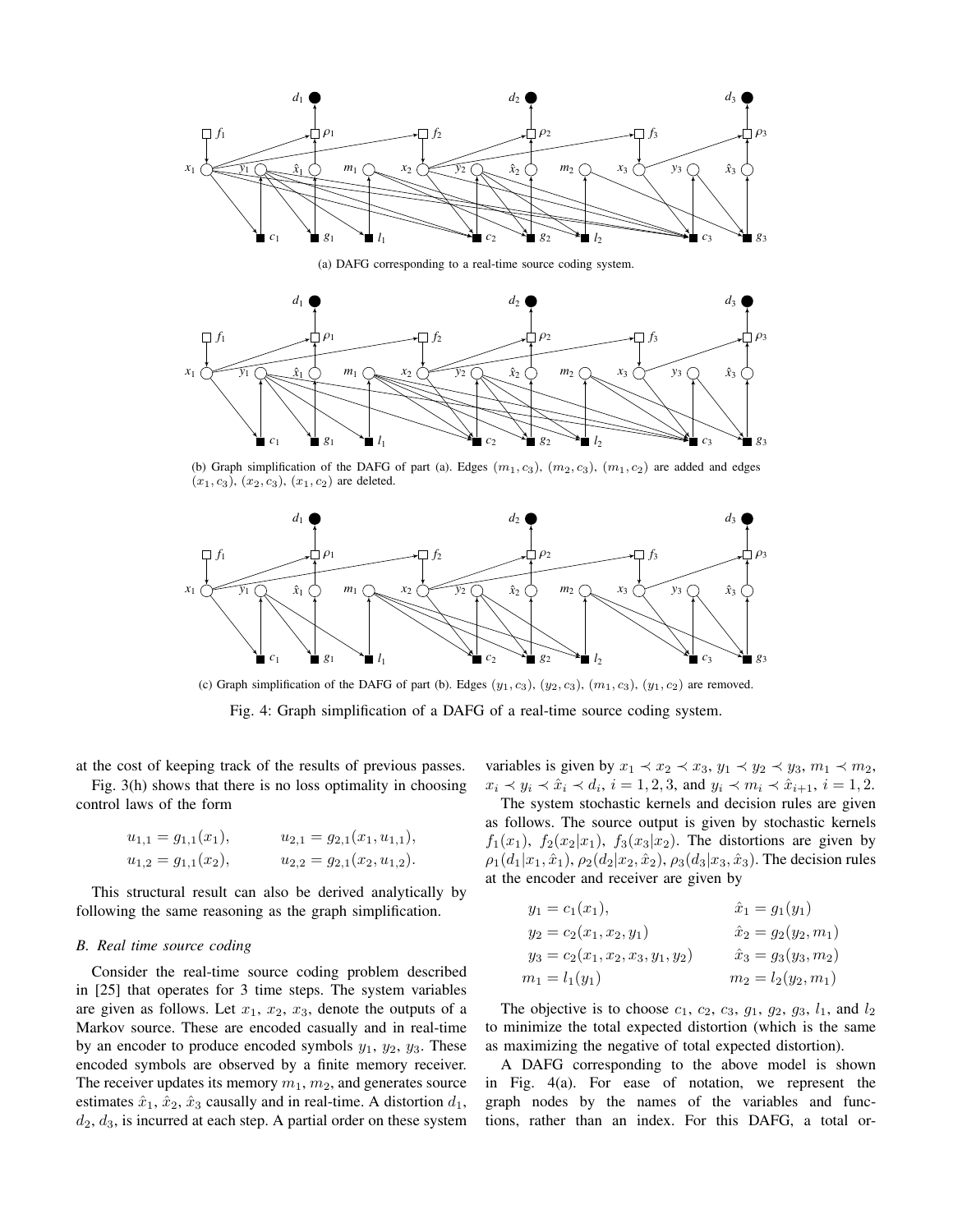(a) DAFG corresponding to a real-time source coding system.

(b) Graph simplification of the DAFG of part (a). Edges $(m_1, c_3)$, $(m_2, c_3)$, $(m_1, c_2)$ are added and edges $(x_1, c_3)$, $(x_2, c_3)$, $(x_1, c_2)$ are deleted.

(c) Graph simplification of the DAFG of part (b). Edges $(y_1, c_3)$, $(y_2, c_3)$, $(m_1, c_3)$, $(y_1, c_2)$ are removed.

Fig. 4: Graph simplification of a DAFG of a real-time source coding system.

at the cost of keeping track of the results of previous passes.

Fig. 3(h) shows that there is no loss optimality in choosing control laws of the form

$$
\begin{aligned}
u_{1,1} &= g_{1,1}(x_1), & u_{2,1} &= g_{2,1}(x_1, u_{1,1}), \\
u_{1,2} &= g_{1,1}(x_2), & u_{2,2} &= g_{2,1}(x_2, u_{1,2}).
\end{aligned}
$$

This structural result can also be derived analytically by following the same reasoning as the graph simplification.

### B. Real time source coding

Consider the real-time source coding problem described in [25] that operates for 3 time steps. The system variables are given as follows. Let $x_1$, $x_2$, $x_3$, denote the outputs of a Markov source. These are encoded casually and in real-time by an encoder to produce encoded symbols $y_1$, $y_2$, $y_3$. These encoded symbols are observed by a finite memory receiver. The receiver updates its memory $m_1$, $m_2$, and generates source estimates $\hat{x}_1$, $\hat{x}_2$, $\hat{x}_3$ causally and in real-time. A distortion $d_1$, $d_2$, $d_3$, is incurred at each step. A partial order on these system variables is given by $x_1 \prec x_2 \prec x_3$, $y_1 \prec y_2 \prec y_3$, $m_1 \prec m_2$, $x_i \prec y_i \prec \hat{x}_i \prec d_i$, $i = 1, 2, 3$, and $y_i \prec m_i \prec \hat{x}_{i+1}$, $i = 1, 2$.

The system stochastic kernels and decision rules are given as follows. The source output is given by stochastic kernels $f_1(x_1)$, $f_2(x_2|x_1)$, $f_3(x_3|x_2)$. The distortions are given by $\rho_1(d_1|x_1, \hat{x}_1)$, $\rho_2(d_2|x_2, \hat{x}_2)$, $\rho_3(d_3|x_3, \hat{x}_3)$. The decision rules at the encoder and receiver are given by

$$
\begin{aligned}
y_1 &= c_1(x_1), & \hat{x}_1 &= g_1(y_1) \\
y_2 &= c_2(x_1, x_2, y_1) & \hat{x}_2 &= g_2(y_2, m_1) \\
y_3 &= c_2(x_1, x_2, x_3, y_1, y_2) & \hat{x}_3 &= g_3(y_3, m_2) \\
m_1 &= l_1(y_1) & m_2 &= l_2(y_2, m_1)
\end{aligned}
$$

The objective is to choose $c_1$, $c_2$, $c_3$, $g_1$, $g_2$, $g_3$, $l_1$, and $l_2$ to minimize the total expected distortion (which is the same as maximizing the negative of total expected distortion).

A DAFG corresponding to the above model is shown in Fig. 4(a). For ease of notation, we represent the graph nodes by the names of the variables and functions, rather than an index. For this DAFG, a total or-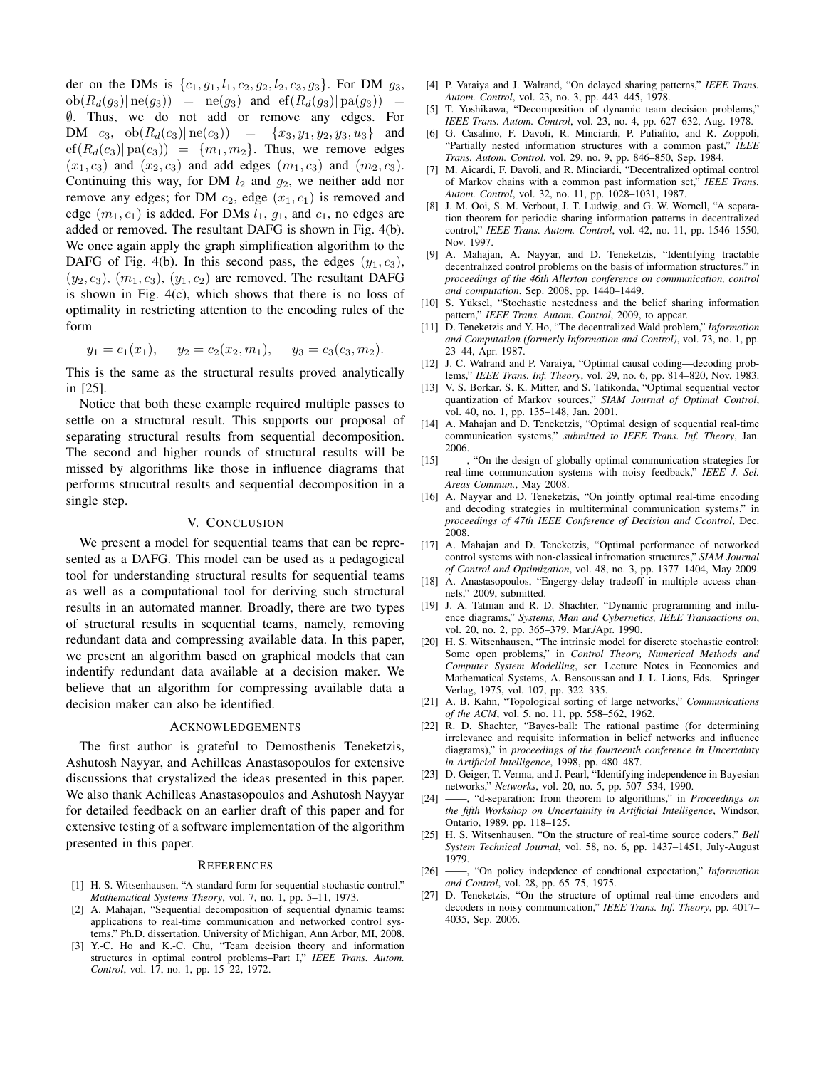der on the DMs is $\{c_1, g_1, l_1, c_2, g_2, l_2, c_3, g_3\}$. For DM $g_3$, $\text{ob}(R_d(g_3) | \text{ne}(g_3)) = \text{ne}(g_3)$ and $\text{ef}(R_d(g_3) | \text{pa}(g_3)) = \emptyset$. Thus, we do not add or remove any edges. For DM $c_3$, $\text{ob}(R_d(c_3) | \text{ne}(c_3)) = \{x_3, y_1, y_2, y_3, u_3\}$ and $\text{ef}(R_d(c_3) | \text{pa}(c_3)) = \{m_1, m_2\}$. Thus, we remove edges $(x_1, c_3)$ and $(x_2, c_3)$ and add edges $(m_1, c_3)$ and $(m_2, c_3)$. Continuing this way, for DM $l_2$ and $g_2$, we neither add nor remove any edges; for DM $c_2$, edge $(x_1, c_1)$ is removed and edge $(m_1, c_1)$ is added. For DMs $l_1$, $g_1$, and $c_1$, no edges are added or removed. The resultant DAFG is shown in Fig. 4(b). We once again apply the graph simplification algorithm to the DAFG of Fig. 4(b). In this second pass, the edges $(y_1, c_3)$, $(y_2, c_3)$, $(m_1, c_3)$, $(y_1, c_2)$ are removed. The resultant DAFG is shown in Fig. 4(c), which shows that there is no loss of optimality in restricting attention to the encoding rules of the form

$$y_1 = c_1(x_1), \quad y_2 = c_2(x_2, m_1), \quad y_3 = c_3(c_3, m_2).$$

This is the same as the structural results proved analytically in [25].

Notice that both these example required multiple passes to settle on a structural result. This supports our proposal of separating structural results from sequential decomposition. The second and higher rounds of structural results will be missed by algorithms like those in influence diagrams that performs strucutral results and sequential decomposition in a single step.

## V. Conclusion

We present a model for sequential teams that can be represented as a DAFG. This model can be used as a pedagogical tool for understanding structural results for sequential teams as well as a computational tool for deriving such structural results in an automated manner. Broadly, there are two types of structural results in sequential teams, namely, removing redundant data and compressing available data. In this paper, we present an algorithm based on graphical models that can indentify redundant data available at a decision maker. We believe that an algorithm for compressing available data a decision maker can also be identified.

## Acknowledgements

The first author is grateful to Demosthenis Teneketzis, Ashutosh Nayyar, and Achilleas Anastasopoulos for extensive discussions that crystalized the ideas presented in this paper. We also thank Achilleas Anastasopoulos and Ashutosh Nayyar for detailed feedback on an earlier draft of this paper and for extensive testing of a software implementation of the algorithm presented in this paper.

## References

[1] H. S. Witsenhausen, "A standard form for sequential stochastic control," *Mathematical Systems Theory*, vol. 7, no. 1, pp. 5–11, 1973.

[2] A. Mahajan, "Sequential decomposition of sequential dynamic teams: applications to real-time communication and networked control systems," Ph.D. dissertation, University of Michigan, Ann Arbor, MI, 2008.

[3] Y.-C. Ho and K.-C. Chu, "Team decision theory and information structures in optimal control problems–Part I," *IEEE Trans. Autom. Control*, vol. 17, no. 1, pp. 15–22, 1972.

[4] P. Varaiya and J. Walrand, "On delayed sharing patterns," *IEEE Trans. Autom. Control*, vol. 23, no. 3, pp. 443–445, 1978.

[5] T. Yoshikawa, "Decomposition of dynamic team decision problems," *IEEE Trans. Autom. Control*, vol. 23, no. 4, pp. 627–632, Aug. 1978.

[6] G. Casalino, F. Davoli, R. Minciardi, P. Puliafito, and R. Zoppoli, "Partially nested information structures with a common past," *IEEE Trans. Autom. Control*, vol. 29, no. 9, pp. 846–850, Sep. 1984.

[7] M. Aicardi, F. Davoli, and R. Minciardi, "Decentralized optimal control of Markov chains with a common past information set," *IEEE Trans. Autom. Control*, vol. 32, no. 11, pp. 1028–1031, 1987.

[8] J. M. Ooi, S. M. Verbout, J. T. Ludwig, and G. W. Wornell, "A separation theorem for periodic sharing information patterns in decentralized control," *IEEE Trans. Autom. Control*, vol. 42, no. 11, pp. 1546–1550, Nov. 1997.

[9] A. Mahajan, A. Nayyar, and D. Teneketzis, "Identifying tractable decentralized control problems on the basis of information structures," in *proceedings of the 46th Allerton conference on communication, control and computation*, Sep. 2008, pp. 1440–1449.

[10] S. Yüksel, "Stochastic nestedness and the belief sharing information pattern," *IEEE Trans. Autom. Control*, 2009, to appear.

[11] D. Teneketzis and Y. Ho, "The decentralized Wald problem," *Information and Computation (formerly Information and Control)*, vol. 73, no. 1, pp. 23–44, Apr. 1987.

[12] J. C. Walrand and P. Varaiya, "Optimal causal coding—decoding problems," *IEEE Trans. Inf. Theory*, vol. 29, no. 6, pp. 814–820, Nov. 1983.

[13] V. S. Borkar, S. K. Mitter, and S. Tatikonda, "Optimal sequential vector quantization of Markov sources," *SIAM Journal of Optimal Control*, vol. 40, no. 1, pp. 135–148, Jan. 2001.

[14] A. Mahajan and D. Teneketzis, "Optimal design of sequential real-time communication systems," *submitted to IEEE Trans. Inf. Theory*, Jan. 2006.

[15] ——, "On the design of globally optimal communication strategies for real-time communcation systems with noisy feedback," *IEEE J. Sel. Areas Commun.*, May 2008.

[16] A. Nayyar and D. Teneketzis, "On jointly optimal real-time encoding and decoding strategies in multiterminal communication systems," in *proceedings of 47th IEEE Conference of Decision and Ccontrol*, Dec. 2008.

[17] A. Mahajan and D. Teneketzis, "Optimal performance of networked control systems with non-classical infromation structures," *SIAM Journal of Control and Optimization*, vol. 48, no. 3, pp. 1377–1404, May 2009.

[18] A. Anastasopoulos, "Engergy-delay tradeoff in multiple access channels," 2009, submitted.

[19] J. A. Tatman and R. D. Shachter, "Dynamic programming and influence diagrams," *Systems, Man and Cybernetics, IEEE Transactions on*, vol. 20, no. 2, pp. 365–379, Mar./Apr. 1990.

[20] H. S. Witsenhausen, "The intrinsic model for discrete stochastic control: Some open problems," in *Control Theory, Numerical Methods and Computer System Modelling*, ser. Lecture Notes in Economics and Mathematical Systems, A. Bensoussan and J. L. Lions, Eds. Springer Verlag, 1975, vol. 107, pp. 322–335.

[21] A. B. Kahn, "Topological sorting of large networks," *Communications of the ACM*, vol. 5, no. 11, pp. 558–562, 1962.

[22] R. D. Shachter, "Bayes-ball: The rational pastime (for determining irrelevance and requisite information in belief networks and influence diagrams)," in *proceedings of the fourteenth conference in Uncertainty in Artificial Intelligence*, 1998, pp. 480–487.

[23] D. Geiger, T. Verma, and J. Pearl, "Identifying independence in Bayesian networks," *Networks*, vol. 20, no. 5, pp. 507–534, 1990.

[24] ——, "d-separation: from theorem to algorithms," in *Proceedings on the fifth Workshop on Uncertainity in Artificial Intelligence*, Windsor, Ontario, 1989, pp. 118–125.

[25] H. S. Witsenhausen, "On the structure of real-time source coders," *Bell System Technical Journal*, vol. 58, no. 6, pp. 1437–1451, July-August 1979.

[26] ——, "On policy indepdence of condtional expectation," *Information and Control*, vol. 28, pp. 65–75, 1975.

[27] D. Teneketzis, "On the structure of optimal real-time encoders and decoders in noisy communication," *IEEE Trans. Inf. Theory*, pp. 4017–4035, Sep. 2006.